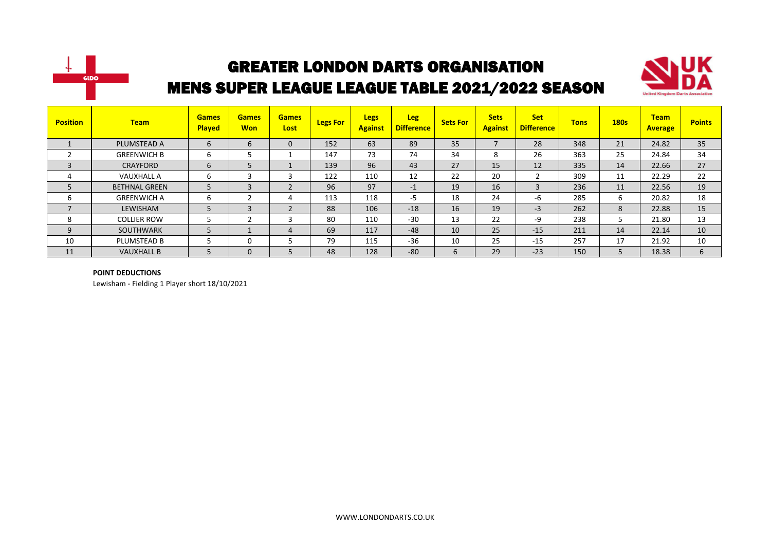# GREATER LONDON DARTS ORGANISATION

## MENS SUPER LEAGUE LEAGUE TABLE 2021/2022 SEASON

| Position | Team | Games Played | Games Won | Games Lost | Legs For | Legs Against | Leg Difference | Sets For | Sets Against | Set Difference | Tons | 180s | Team Average | Points |
|---|---|---|---|---|---|---|---|---|---|---|---|---|---|---|
| 1 | PLUMSTEAD A | 6 | 6 | 0 | 152 | 63 | 89 | 35 | 7 | 28 | 348 | 21 | 24.82 | 35 |
| 2 | GREENWICH B | 6 | 5 | 1 | 147 | 73 | 74 | 34 | 8 | 26 | 363 | 25 | 24.84 | 34 |
| 3 | CRAYFORD | 6 | 5 | 1 | 139 | 96 | 43 | 27 | 15 | 12 | 335 | 14 | 22.66 | 27 |
| 4 | VAUXHALL A | 6 | 3 | 3 | 122 | 110 | 12 | 22 | 20 | 2 | 309 | 11 | 22.29 | 22 |
| 5 | BETHNAL GREEN | 5 | 3 | 2 | 96 | 97 | -1 | 19 | 16 | 3 | 236 | 11 | 22.56 | 19 |
| 6 | GREENWICH A | 6 | 2 | 4 | 113 | 118 | -5 | 18 | 24 | -6 | 285 | 6 | 20.82 | 18 |
| 7 | LEWISHAM | 5 | 3 | 2 | 88 | 106 | -18 | 16 | 19 | -3 | 262 | 8 | 22.88 | 15 |
| 8 | COLLIER ROW | 5 | 2 | 3 | 80 | 110 | -30 | 13 | 22 | -9 | 238 | 5 | 21.80 | 13 |
| 9 | SOUTHWARK | 5 | 1 | 4 | 69 | 117 | -48 | 10 | 25 | -15 | 211 | 14 | 22.14 | 10 |
| 10 | PLUMSTEAD B | 5 | 0 | 5 | 79 | 115 | -36 | 10 | 25 | -15 | 257 | 17 | 21.92 | 10 |
| 11 | VAUXHALL B | 5 | 0 | 5 | 48 | 128 | -80 | 6 | 29 | -23 | 150 | 5 | 18.38 | 6 |

**POINT DEDUCTIONS**

Lewisham - Fielding 1 Player short 18/10/2021

WWW.LONDONDARTS.CO.UK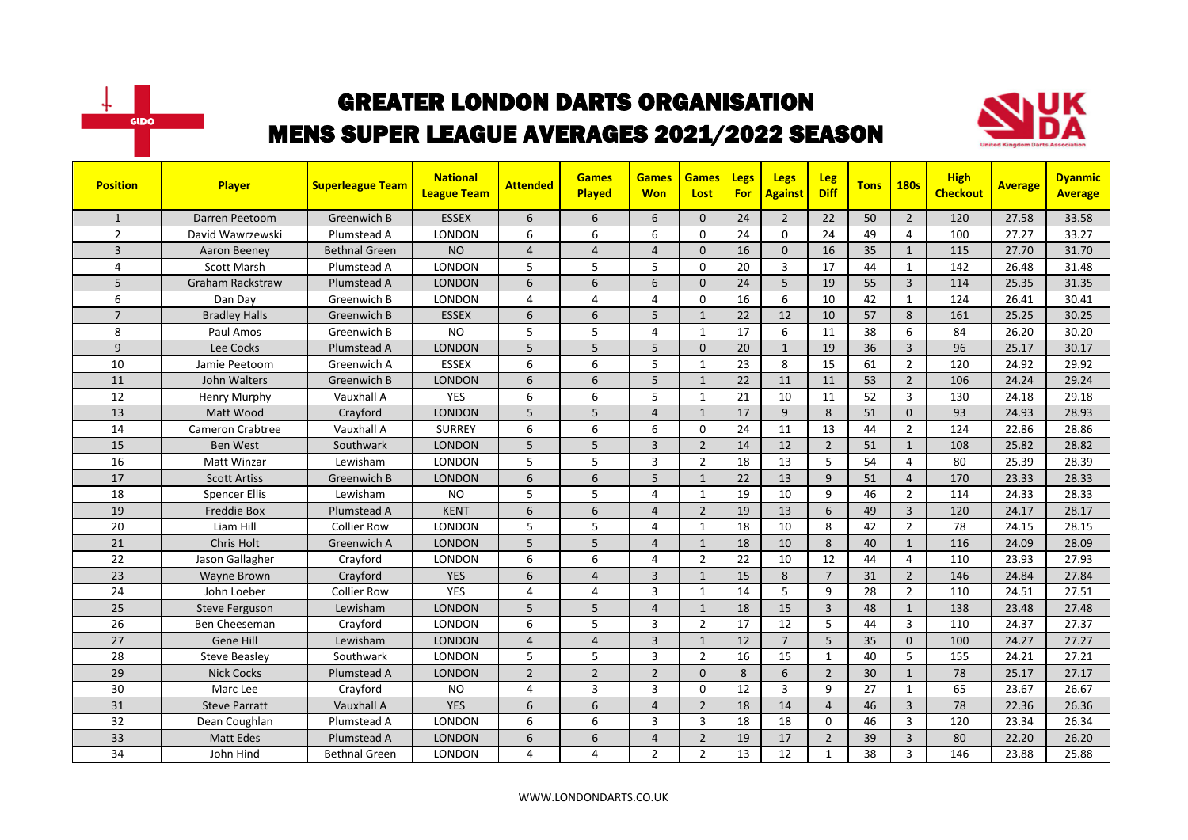# GREATER LONDON DARTS ORGANISATION

## MENS SUPER LEAGUE AVERAGES 2021/2022 SEASON

| Position | Player | Superleague Team | National League Team | Attended | Games Played | Games Won | Games Lost | Legs For | Legs Against | Leg Diff | Tons | 180s | High Checkout | Average | Dyanmic Average |
|---|---|---|---|---|---|---|---|---|---|---|---|---|---|---|---|
| 1 | Darren Peetoom | Greenwich B | ESSEX | 6 | 6 | 6 | 0 | 24 | 2 | 22 | 50 | 2 | 120 | 27.58 | 33.58 |
| 2 | David Wawrzewski | Plumstead A | LONDON | 6 | 6 | 6 | 0 | 24 | 0 | 24 | 49 | 4 | 100 | 27.27 | 33.27 |
| 3 | Aaron Beeney | Bethnal Green | NO | 4 | 4 | 4 | 0 | 16 | 0 | 16 | 35 | 1 | 115 | 27.70 | 31.70 |
| 4 | Scott Marsh | Plumstead A | LONDON | 5 | 5 | 5 | 0 | 20 | 3 | 17 | 44 | 1 | 142 | 26.48 | 31.48 |
| 5 | Graham Rackstraw | Plumstead A | LONDON | 6 | 6 | 6 | 0 | 24 | 5 | 19 | 55 | 3 | 114 | 25.35 | 31.35 |
| 6 | Dan Day | Greenwich B | LONDON | 4 | 4 | 4 | 0 | 16 | 6 | 10 | 42 | 1 | 124 | 26.41 | 30.41 |
| 7 | Bradley Halls | Greenwich B | ESSEX | 6 | 6 | 5 | 1 | 22 | 12 | 10 | 57 | 8 | 161 | 25.25 | 30.25 |
| 8 | Paul Amos | Greenwich B | NO | 5 | 5 | 4 | 1 | 17 | 6 | 11 | 38 | 6 | 84 | 26.20 | 30.20 |
| 9 | Lee Cocks | Plumstead A | LONDON | 5 | 5 | 5 | 0 | 20 | 1 | 19 | 36 | 3 | 96 | 25.17 | 30.17 |
| 10 | Jamie Peetoom | Greenwich A | ESSEX | 6 | 6 | 5 | 1 | 23 | 8 | 15 | 61 | 2 | 120 | 24.92 | 29.92 |
| 11 | John Walters | Greenwich B | LONDON | 6 | 6 | 5 | 1 | 22 | 11 | 11 | 53 | 2 | 106 | 24.24 | 29.24 |
| 12 | Henry Murphy | Vauxhall A | YES | 6 | 6 | 5 | 1 | 21 | 10 | 11 | 52 | 3 | 130 | 24.18 | 29.18 |
| 13 | Matt Wood | Crayford | LONDON | 5 | 5 | 4 | 1 | 17 | 9 | 8 | 51 | 0 | 93 | 24.93 | 28.93 |
| 14 | Cameron Crabtree | Vauxhall A | SURREY | 6 | 6 | 6 | 0 | 24 | 11 | 13 | 44 | 2 | 124 | 22.86 | 28.86 |
| 15 | Ben West | Southwark | LONDON | 5 | 5 | 3 | 2 | 14 | 12 | 2 | 51 | 1 | 108 | 25.82 | 28.82 |
| 16 | Matt Winzar | Lewisham | LONDON | 5 | 5 | 3 | 2 | 18 | 13 | 5 | 54 | 4 | 80 | 25.39 | 28.39 |
| 17 | Scott Artiss | Greenwich B | LONDON | 6 | 6 | 5 | 1 | 22 | 13 | 9 | 51 | 4 | 170 | 23.33 | 28.33 |
| 18 | Spencer Ellis | Lewisham | NO | 5 | 5 | 4 | 1 | 19 | 10 | 9 | 46 | 2 | 114 | 24.33 | 28.33 |
| 19 | Freddie Box | Plumstead A | KENT | 6 | 6 | 4 | 2 | 19 | 13 | 6 | 49 | 3 | 120 | 24.17 | 28.17 |
| 20 | Liam Hill | Collier Row | LONDON | 5 | 5 | 4 | 1 | 18 | 10 | 8 | 42 | 2 | 78 | 24.15 | 28.15 |
| 21 | Chris Holt | Greenwich A | LONDON | 5 | 5 | 4 | 1 | 18 | 10 | 8 | 40 | 1 | 116 | 24.09 | 28.09 |
| 22 | Jason Gallagher | Crayford | LONDON | 6 | 6 | 4 | 2 | 22 | 10 | 12 | 44 | 4 | 110 | 23.93 | 27.93 |
| 23 | Wayne Brown | Crayford | YES | 6 | 4 | 3 | 1 | 15 | 8 | 7 | 31 | 2 | 146 | 24.84 | 27.84 |
| 24 | John Loeber | Collier Row | YES | 4 | 4 | 3 | 1 | 14 | 5 | 9 | 28 | 2 | 110 | 24.51 | 27.51 |
| 25 | Steve Ferguson | Lewisham | LONDON | 5 | 5 | 4 | 1 | 18 | 15 | 3 | 48 | 1 | 138 | 23.48 | 27.48 |
| 26 | Ben Cheeseman | Crayford | LONDON | 6 | 5 | 3 | 2 | 17 | 12 | 5 | 44 | 3 | 110 | 24.37 | 27.37 |
| 27 | Gene Hill | Lewisham | LONDON | 4 | 4 | 3 | 1 | 12 | 7 | 5 | 35 | 0 | 100 | 24.27 | 27.27 |
| 28 | Steve Beasley | Southwark | LONDON | 5 | 5 | 3 | 2 | 16 | 15 | 1 | 40 | 5 | 155 | 24.21 | 27.21 |
| 29 | Nick Cocks | Plumstead A | LONDON | 2 | 2 | 2 | 0 | 8 | 6 | 2 | 30 | 1 | 78 | 25.17 | 27.17 |
| 30 | Marc Lee | Crayford | NO | 4 | 3 | 3 | 0 | 12 | 3 | 9 | 27 | 1 | 65 | 23.67 | 26.67 |
| 31 | Steve Parratt | Vauxhall A | YES | 6 | 6 | 4 | 2 | 18 | 14 | 4 | 46 | 3 | 78 | 22.36 | 26.36 |
| 32 | Dean Coughlan | Plumstead A | LONDON | 6 | 6 | 3 | 3 | 18 | 18 | 0 | 46 | 3 | 120 | 23.34 | 26.34 |
| 33 | Matt Edes | Plumstead A | LONDON | 6 | 6 | 4 | 2 | 19 | 17 | 2 | 39 | 3 | 80 | 22.20 | 26.20 |
| 34 | John Hind | Bethnal Green | LONDON | 4 | 4 | 2 | 2 | 13 | 12 | 1 | 38 | 3 | 146 | 23.88 | 25.88 |

WWW.LONDONDARTS.CO.UK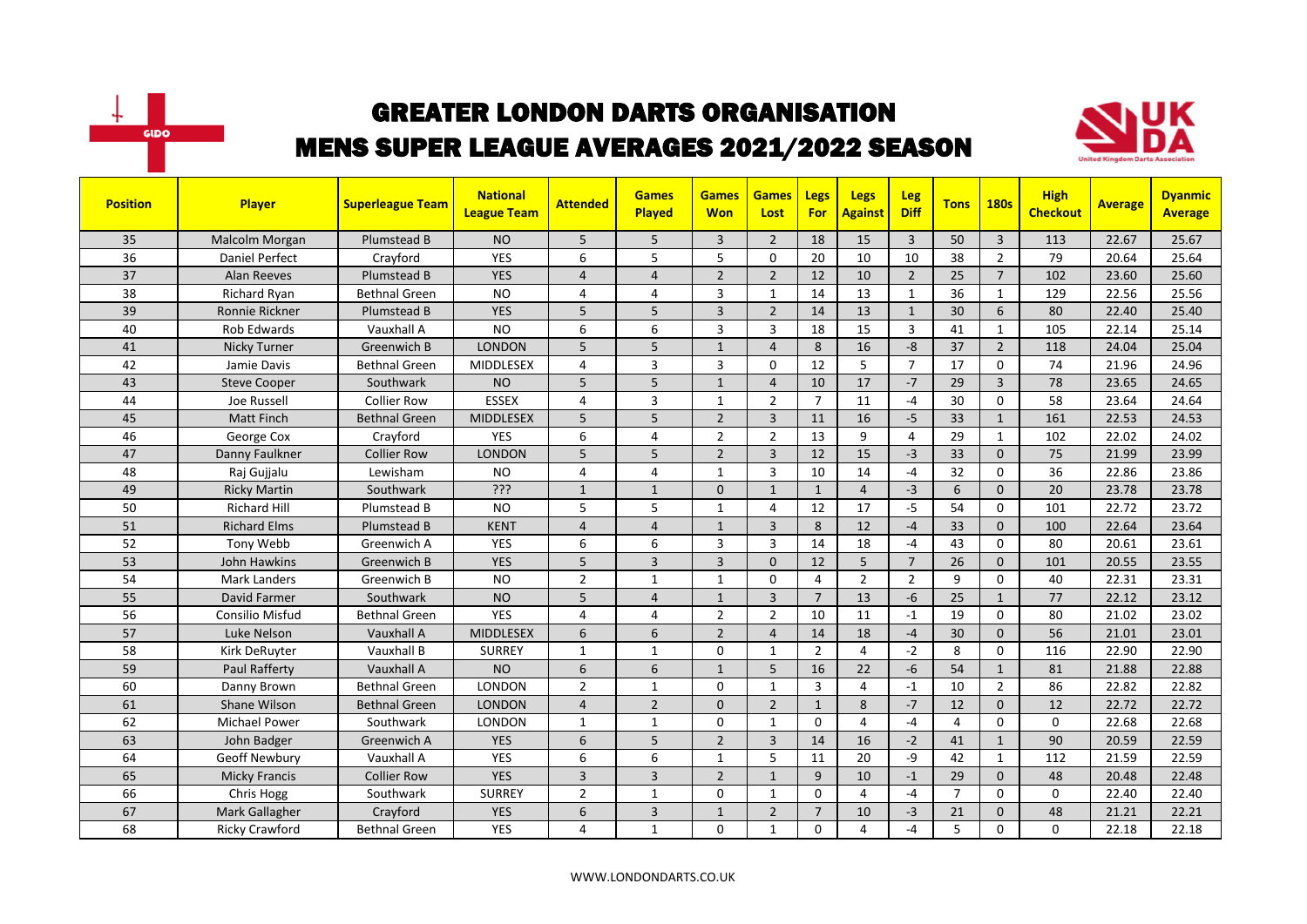# GREATER LONDON DARTS ORGANISATION
## MENS SUPER LEAGUE AVERAGES 2021/2022 SEASON

| Position | Player | Superleague Team | National League Team | Attended | Games Played | Games Won | Games Lost | Legs For | Legs Against | Leg Diff | Tons | 180s | High Checkout | Average | Dyanmic Average |
|---|---|---|---|---|---|---|---|---|---|---|---|---|---|---|---|
| 35 | Malcolm Morgan | Plumstead B | NO | 5 | 5 | 3 | 2 | 18 | 15 | 3 | 50 | 3 | 113 | 22.67 | 25.67 |
| 36 | Daniel Perfect | Crayford | YES | 6 | 5 | 5 | 0 | 20 | 10 | 10 | 38 | 2 | 79 | 20.64 | 25.64 |
| 37 | Alan Reeves | Plumstead B | YES | 4 | 4 | 2 | 2 | 12 | 10 | 2 | 25 | 7 | 102 | 23.60 | 25.60 |
| 38 | Richard Ryan | Bethnal Green | NO | 4 | 4 | 3 | 1 | 14 | 13 | 1 | 36 | 1 | 129 | 22.56 | 25.56 |
| 39 | Ronnie Rickner | Plumstead B | YES | 5 | 5 | 3 | 2 | 14 | 13 | 1 | 30 | 6 | 80 | 22.40 | 25.40 |
| 40 | Rob Edwards | Vauxhall A | NO | 6 | 6 | 3 | 3 | 18 | 15 | 3 | 41 | 1 | 105 | 22.14 | 25.14 |
| 41 | Nicky Turner | Greenwich B | LONDON | 5 | 5 | 1 | 4 | 8 | 16 | -8 | 37 | 2 | 118 | 24.04 | 25.04 |
| 42 | Jamie Davis | Bethnal Green | MIDDLESEX | 4 | 3 | 3 | 0 | 12 | 5 | 7 | 17 | 0 | 74 | 21.96 | 24.96 |
| 43 | Steve Cooper | Southwark | NO | 5 | 5 | 1 | 4 | 10 | 17 | -7 | 29 | 3 | 78 | 23.65 | 24.65 |
| 44 | Joe Russell | Collier Row | ESSEX | 4 | 3 | 1 | 2 | 7 | 11 | -4 | 30 | 0 | 58 | 23.64 | 24.64 |
| 45 | Matt Finch | Bethnal Green | MIDDLESEX | 5 | 5 | 2 | 3 | 11 | 16 | -5 | 33 | 1 | 161 | 22.53 | 24.53 |
| 46 | George Cox | Crayford | YES | 6 | 4 | 2 | 2 | 13 | 9 | 4 | 29 | 1 | 102 | 22.02 | 24.02 |
| 47 | Danny Faulkner | Collier Row | LONDON | 5 | 5 | 2 | 3 | 12 | 15 | -3 | 33 | 0 | 75 | 21.99 | 23.99 |
| 48 | Raj Gujjalu | Lewisham | NO | 4 | 4 | 1 | 3 | 10 | 14 | -4 | 32 | 0 | 36 | 22.86 | 23.86 |
| 49 | Ricky Martin | Southwark | ??? | 1 | 1 | 0 | 1 | 1 | 4 | -3 | 6 | 0 | 20 | 23.78 | 23.78 |
| 50 | Richard Hill | Plumstead B | NO | 5 | 5 | 1 | 4 | 12 | 17 | -5 | 54 | 0 | 101 | 22.72 | 23.72 |
| 51 | Richard Elms | Plumstead B | KENT | 4 | 4 | 1 | 3 | 8 | 12 | -4 | 33 | 0 | 100 | 22.64 | 23.64 |
| 52 | Tony Webb | Greenwich A | YES | 6 | 6 | 3 | 3 | 14 | 18 | -4 | 43 | 0 | 80 | 20.61 | 23.61 |
| 53 | John Hawkins | Greenwich B | YES | 5 | 3 | 3 | 0 | 12 | 5 | 7 | 26 | 0 | 101 | 20.55 | 23.55 |
| 54 | Mark Landers | Greenwich B | NO | 2 | 1 | 1 | 0 | 4 | 2 | 2 | 9 | 0 | 40 | 22.31 | 23.31 |
| 55 | David Farmer | Southwark | NO | 5 | 4 | 1 | 3 | 7 | 13 | -6 | 25 | 1 | 77 | 22.12 | 23.12 |
| 56 | Consilio Misfud | Bethnal Green | YES | 4 | 4 | 2 | 2 | 10 | 11 | -1 | 19 | 0 | 80 | 21.02 | 23.02 |
| 57 | Luke Nelson | Vauxhall A | MIDDLESEX | 6 | 6 | 2 | 4 | 14 | 18 | -4 | 30 | 0 | 56 | 21.01 | 23.01 |
| 58 | Kirk DeRuyter | Vauxhall B | SURREY | 1 | 1 | 0 | 1 | 2 | 4 | -2 | 8 | 0 | 116 | 22.90 | 22.90 |
| 59 | Paul Rafferty | Vauxhall A | NO | 6 | 6 | 1 | 5 | 16 | 22 | -6 | 54 | 1 | 81 | 21.88 | 22.88 |
| 60 | Danny Brown | Bethnal Green | LONDON | 2 | 1 | 0 | 1 | 3 | 4 | -1 | 10 | 2 | 86 | 22.82 | 22.82 |
| 61 | Shane Wilson | Bethnal Green | LONDON | 4 | 2 | 0 | 2 | 1 | 8 | -7 | 12 | 0 | 12 | 22.72 | 22.72 |
| 62 | Michael Power | Southwark | LONDON | 1 | 1 | 0 | 1 | 0 | 4 | -4 | 4 | 0 | 0 | 22.68 | 22.68 |
| 63 | John Badger | Greenwich A | YES | 6 | 5 | 2 | 3 | 14 | 16 | -2 | 41 | 1 | 90 | 20.59 | 22.59 |
| 64 | Geoff Newbury | Vauxhall A | YES | 6 | 6 | 1 | 5 | 11 | 20 | -9 | 42 | 1 | 112 | 21.59 | 22.59 |
| 65 | Micky Francis | Collier Row | YES | 3 | 3 | 2 | 1 | 9 | 10 | -1 | 29 | 0 | 48 | 20.48 | 22.48 |
| 66 | Chris Hogg | Southwark | SURREY | 2 | 1 | 0 | 1 | 0 | 4 | -4 | 7 | 0 | 0 | 22.40 | 22.40 |
| 67 | Mark Gallagher | Crayford | YES | 6 | 3 | 1 | 2 | 7 | 10 | -3 | 21 | 0 | 48 | 21.21 | 22.21 |
| 68 | Ricky Crawford | Bethnal Green | YES | 4 | 1 | 0 | 1 | 0 | 4 | -4 | 5 | 0 | 0 | 22.18 | 22.18 |

WWW.LONDONDARTS.CO.UK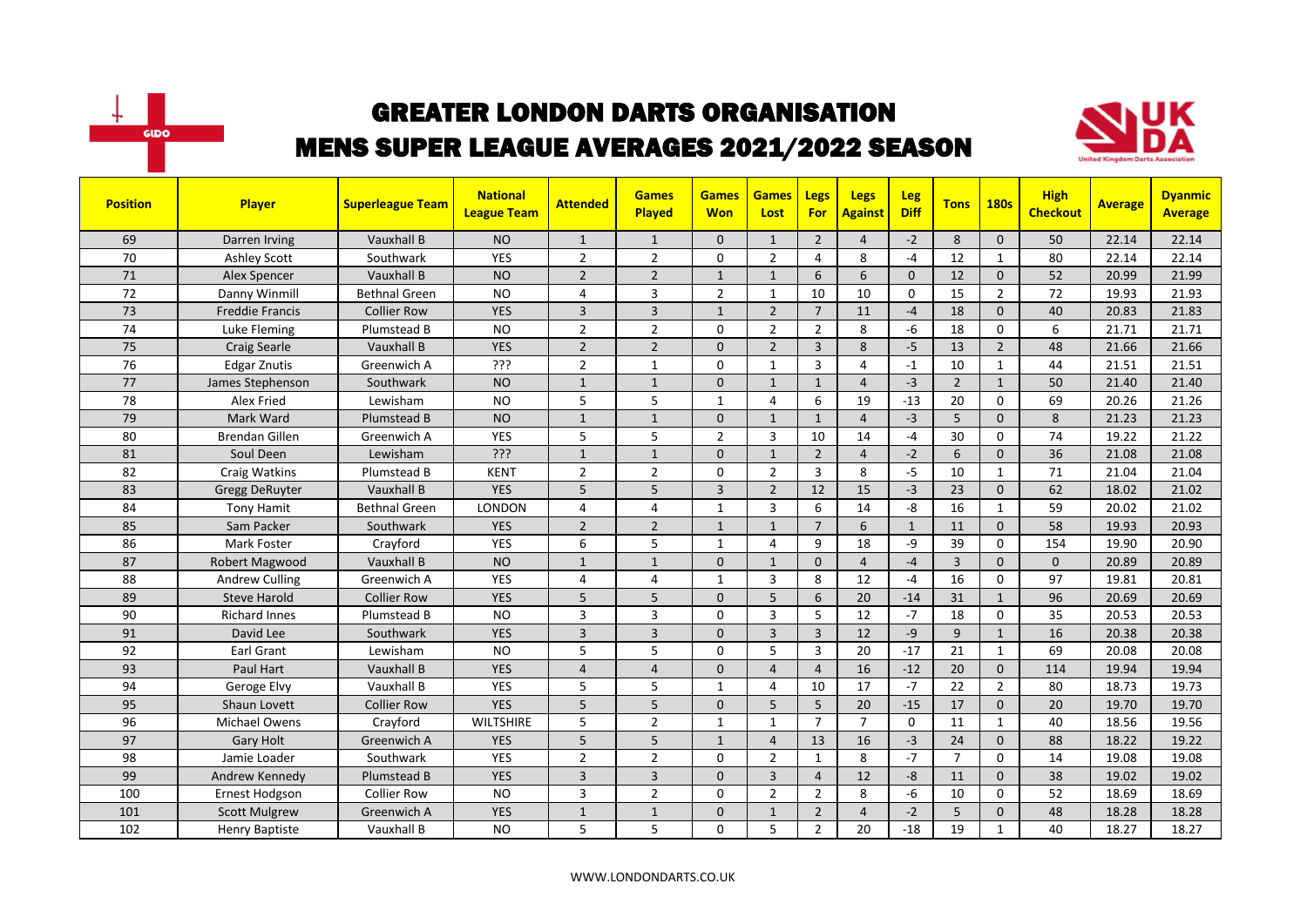# GREATER LONDON DARTS ORGANISATION

## MENS SUPER LEAGUE AVERAGES 2021/2022 SEASON

| Position | Player | Superleague Team | National League Team | Attended | Games Played | Games Won | Games Lost | Legs For | Legs Against | Leg Diff | Tons | 180s | High Checkout | Average | Dyanmic Average |
|---|---|---|---|---|---|---|---|---|---|---|---|---|---|---|---|
| 69 | Darren Irving | Vauxhall B | NO | 1 | 1 | 0 | 1 | 2 | 4 | -2 | 8 | 0 | 50 | 22.14 | 22.14 |
| 70 | Ashley Scott | Southwark | YES | 2 | 2 | 0 | 2 | 4 | 8 | -4 | 12 | 1 | 80 | 22.14 | 22.14 |
| 71 | Alex Spencer | Vauxhall B | NO | 2 | 2 | 1 | 1 | 6 | 6 | 0 | 12 | 0 | 52 | 20.99 | 21.99 |
| 72 | Danny Winmill | Bethnal Green | NO | 4 | 3 | 2 | 1 | 10 | 10 | 0 | 15 | 2 | 72 | 19.93 | 21.93 |
| 73 | Freddie Francis | Collier Row | YES | 3 | 3 | 1 | 2 | 7 | 11 | -4 | 18 | 0 | 40 | 20.83 | 21.83 |
| 74 | Luke Fleming | Plumstead B | NO | 2 | 2 | 0 | 2 | 2 | 8 | -6 | 18 | 0 | 6 | 21.71 | 21.71 |
| 75 | Craig Searle | Vauxhall B | YES | 2 | 2 | 0 | 2 | 3 | 8 | -5 | 13 | 2 | 48 | 21.66 | 21.66 |
| 76 | Edgar Znutis | Greenwich A | ??? | 2 | 1 | 0 | 1 | 3 | 4 | -1 | 10 | 1 | 44 | 21.51 | 21.51 |
| 77 | James Stephenson | Southwark | NO | 1 | 1 | 0 | 1 | 1 | 4 | -3 | 2 | 1 | 50 | 21.40 | 21.40 |
| 78 | Alex Fried | Lewisham | NO | 5 | 5 | 1 | 4 | 6 | 19 | -13 | 20 | 0 | 69 | 20.26 | 21.26 |
| 79 | Mark Ward | Plumstead B | NO | 1 | 1 | 0 | 1 | 1 | 4 | -3 | 5 | 0 | 8 | 21.23 | 21.23 |
| 80 | Brendan Gillen | Greenwich A | YES | 5 | 5 | 2 | 3 | 10 | 14 | -4 | 30 | 0 | 74 | 19.22 | 21.22 |
| 81 | Soul Deen | Lewisham | ??? | 1 | 1 | 0 | 1 | 2 | 4 | -2 | 6 | 0 | 36 | 21.08 | 21.08 |
| 82 | Craig Watkins | Plumstead B | KENT | 2 | 2 | 0 | 2 | 3 | 8 | -5 | 10 | 1 | 71 | 21.04 | 21.04 |
| 83 | Gregg DeRuyter | Vauxhall B | YES | 5 | 5 | 3 | 2 | 12 | 15 | -3 | 23 | 0 | 62 | 18.02 | 21.02 |
| 84 | Tony Hamit | Bethnal Green | LONDON | 4 | 4 | 1 | 3 | 6 | 14 | -8 | 16 | 1 | 59 | 20.02 | 21.02 |
| 85 | Sam Packer | Southwark | YES | 2 | 2 | 1 | 1 | 7 | 6 | 1 | 11 | 0 | 58 | 19.93 | 20.93 |
| 86 | Mark Foster | Crayford | YES | 6 | 5 | 1 | 4 | 9 | 18 | -9 | 39 | 0 | 154 | 19.90 | 20.90 |
| 87 | Robert Magwood | Vauxhall B | NO | 1 | 1 | 0 | 1 | 0 | 4 | -4 | 3 | 0 | 0 | 20.89 | 20.89 |
| 88 | Andrew Culling | Greenwich A | YES | 4 | 4 | 1 | 3 | 8 | 12 | -4 | 16 | 0 | 97 | 19.81 | 20.81 |
| 89 | Steve Harold | Collier Row | YES | 5 | 5 | 0 | 5 | 6 | 20 | -14 | 31 | 1 | 96 | 20.69 | 20.69 |
| 90 | Richard Innes | Plumstead B | NO | 3 | 3 | 0 | 3 | 5 | 12 | -7 | 18 | 0 | 35 | 20.53 | 20.53 |
| 91 | David Lee | Southwark | YES | 3 | 3 | 0 | 3 | 3 | 12 | -9 | 9 | 1 | 16 | 20.38 | 20.38 |
| 92 | Earl Grant | Lewisham | NO | 5 | 5 | 0 | 5 | 3 | 20 | -17 | 21 | 1 | 69 | 20.08 | 20.08 |
| 93 | Paul Hart | Vauxhall B | YES | 4 | 4 | 0 | 4 | 4 | 16 | -12 | 20 | 0 | 114 | 19.94 | 19.94 |
| 94 | Geroge Elvy | Vauxhall B | YES | 5 | 5 | 1 | 4 | 10 | 17 | -7 | 22 | 2 | 80 | 18.73 | 19.73 |
| 95 | Shaun Lovett | Collier Row | YES | 5 | 5 | 0 | 5 | 5 | 20 | -15 | 17 | 0 | 20 | 19.70 | 19.70 |
| 96 | Michael Owens | Crayford | WILTSHIRE | 5 | 2 | 1 | 1 | 7 | 7 | 0 | 11 | 1 | 40 | 18.56 | 19.56 |
| 97 | Gary Holt | Greenwich A | YES | 5 | 5 | 1 | 4 | 13 | 16 | -3 | 24 | 0 | 88 | 18.22 | 19.22 |
| 98 | Jamie Loader | Southwark | YES | 2 | 2 | 0 | 2 | 1 | 8 | -7 | 7 | 0 | 14 | 19.08 | 19.08 |
| 99 | Andrew Kennedy | Plumstead B | YES | 3 | 3 | 0 | 3 | 4 | 12 | -8 | 11 | 0 | 38 | 19.02 | 19.02 |
| 100 | Ernest Hodgson | Collier Row | NO | 3 | 2 | 0 | 2 | 2 | 8 | -6 | 10 | 0 | 52 | 18.69 | 18.69 |
| 101 | Scott Mulgrew | Greenwich A | YES | 1 | 1 | 0 | 1 | 2 | 4 | -2 | 5 | 0 | 48 | 18.28 | 18.28 |
| 102 | Henry Baptiste | Vauxhall B | NO | 5 | 5 | 0 | 5 | 2 | 20 | -18 | 19 | 1 | 40 | 18.27 | 18.27 |

WWW.LONDONDARTS.CO.UK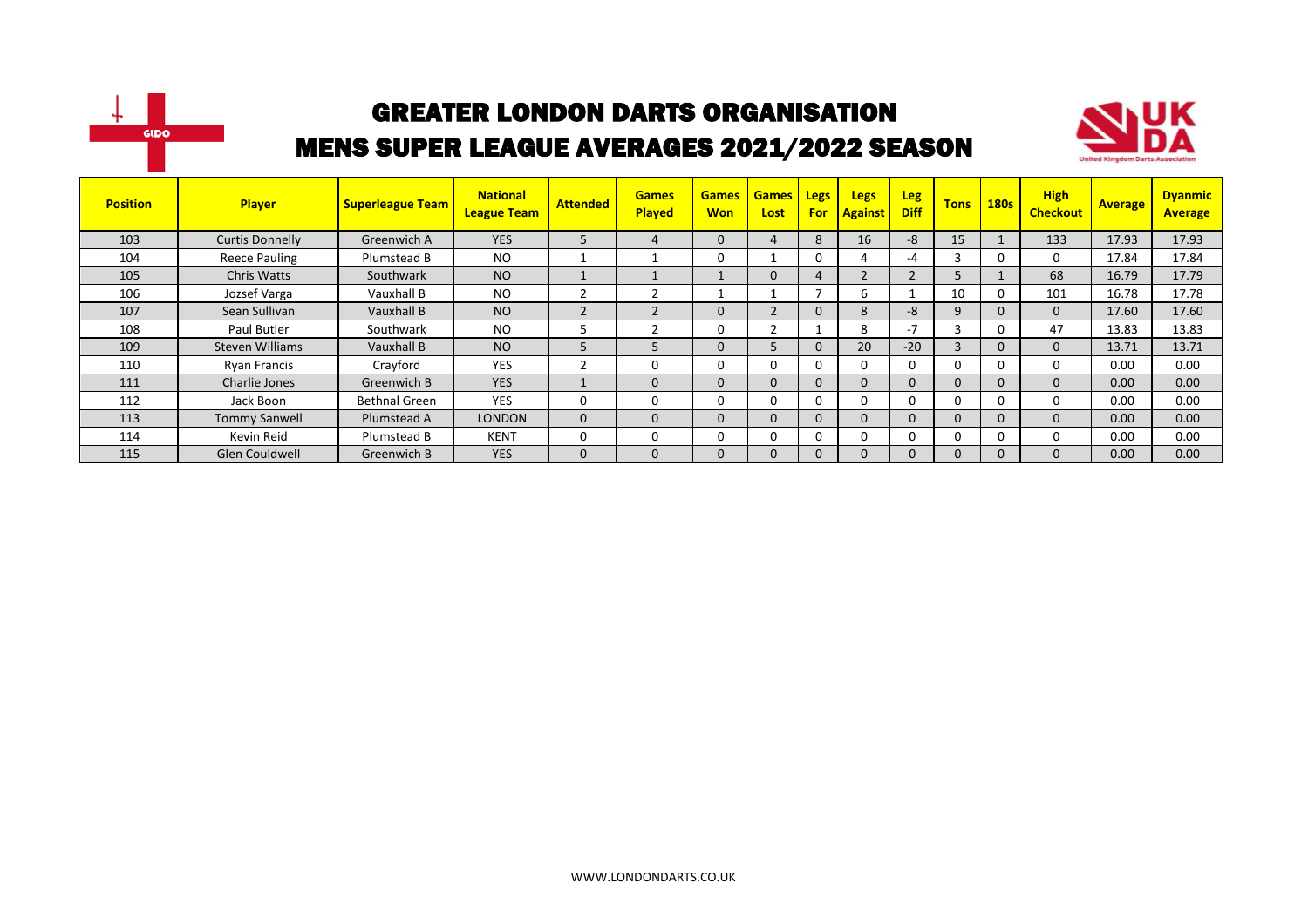# GREATER LONDON DARTS ORGANISATION

## MENS SUPER LEAGUE AVERAGES 2021/2022 SEASON

| Position | Player | Superleague Team | National League Team | Attended | Games Played | Games Won | Games Lost | Legs For | Legs Against | Leg Diff | Tons | 180s | High Checkout | Average | Dyanmic Average |
|---|---|---|---|---|---|---|---|---|---|---|---|---|---|---|---|
| 103 | Curtis Donnelly | Greenwich A | YES | 5 | 4 | 0 | 4 | 8 | 16 | -8 | 15 | 1 | 133 | 17.93 | 17.93 |
| 104 | Reece Pauling | Plumstead B | NO | 1 | 1 | 0 | 1 | 0 | 4 | -4 | 3 | 0 | 0 | 17.84 | 17.84 |
| 105 | Chris Watts | Southwark | NO | 1 | 1 | 1 | 0 | 4 | 2 | 2 | 5 | 1 | 68 | 16.79 | 17.79 |
| 106 | Jozsef Varga | Vauxhall B | NO | 2 | 2 | 1 | 1 | 7 | 6 | 1 | 10 | 0 | 101 | 16.78 | 17.78 |
| 107 | Sean Sullivan | Vauxhall B | NO | 2 | 2 | 0 | 2 | 0 | 8 | -8 | 9 | 0 | 0 | 17.60 | 17.60 |
| 108 | Paul Butler | Southwark | NO | 5 | 2 | 0 | 2 | 1 | 8 | -7 | 3 | 0 | 47 | 13.83 | 13.83 |
| 109 | Steven Williams | Vauxhall B | NO | 5 | 5 | 0 | 5 | 0 | 20 | -20 | 3 | 0 | 0 | 13.71 | 13.71 |
| 110 | Ryan Francis | Crayford | YES | 2 | 0 | 0 | 0 | 0 | 0 | 0 | 0 | 0 | 0 | 0.00 | 0.00 |
| 111 | Charlie Jones | Greenwich B | YES | 1 | 0 | 0 | 0 | 0 | 0 | 0 | 0 | 0 | 0 | 0.00 | 0.00 |
| 112 | Jack Boon | Bethnal Green | YES | 0 | 0 | 0 | 0 | 0 | 0 | 0 | 0 | 0 | 0 | 0.00 | 0.00 |
| 113 | Tommy Sanwell | Plumstead A | LONDON | 0 | 0 | 0 | 0 | 0 | 0 | 0 | 0 | 0 | 0 | 0.00 | 0.00 |
| 114 | Kevin Reid | Plumstead B | KENT | 0 | 0 | 0 | 0 | 0 | 0 | 0 | 0 | 0 | 0 | 0.00 | 0.00 |
| 115 | Glen Couldwell | Greenwich B | YES | 0 | 0 | 0 | 0 | 0 | 0 | 0 | 0 | 0 | 0 | 0.00 | 0.00 |

WWW.LONDONDARTS.CO.UK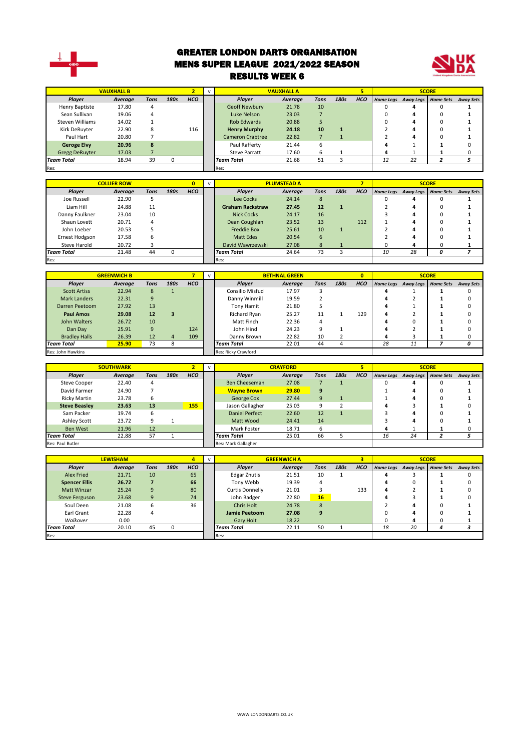# GREATER LONDON DARTS ORGANISATION
## MENS SUPER LEAGUE 2021/2022 SEASON
## RESULTS WEEK 6

| VAUXHALL B | | | | 2 | v | VAUXHALL A | | | | 5 | SCORE | | | |
|---|---|---|---|---|---|---|---|---|---|---|---|---|---|---|
| Player | Average | Tons | 180s | HCO | | Player | Average | Tons | 180s | HCO | Home Legs | Away Legs | Home Sets | Away Sets |
| Henry Baptiste | 17.80 | 4 | | | | Geoff Newbury | 21.78 | 10 | | | 0 | 4 | 0 | 1 |
| Sean Sullivan | 19.06 | 4 | | | | Luke Nelson | 23.03 | 7 | | | 0 | 4 | 0 | 1 |
| Steven Williams | 14.02 | 1 | | | | Rob Edwards | 20.88 | 5 | | | 0 | 4 | 0 | 1 |
| Kirk DeRuyter | 22.90 | 8 | | 116 | | **Henry Murphy** | **24.18** | **10** | **1** | | 2 | 4 | 0 | 1 |
| Paul Hart | 20.80 | 7 | | | | Cameron Crabtree | 22.82 | 7 | 1 | | 2 | 4 | 0 | 1 |
| **Geroge Elvy** | **20.96** | **8** | | | | Paul Rafferty | 21.44 | 6 | | | 4 | 1 | 1 | 0 |
| Gregg DeRuyter | 17.03 | 7 | | | | Steve Parratt | 17.60 | 6 | 1 | | 4 | 1 | 1 | 0 |
| *Team Total* | 18.94 | 39 | 0 | | | *Team Total* | 21.68 | 51 | 3 | | *12* | *22* | *2* | *5* |
| Res: | | | | | | Res: | | | | | | | | |

| COLLIER ROW | | | | 0 | v | PLUMSTEAD A | | | | 7 | SCORE | | | |
|---|---|---|---|---|---|---|---|---|---|---|---|---|---|---|
| Player | Average | Tons | 180s | HCO | | Player | Average | Tons | 180s | HCO | Home Legs | Away Legs | Home Sets | Away Sets |
| Joe Russell | 22.90 | 5 | | | | Lee Cocks | 24.14 | 8 | | | 0 | 4 | 0 | 1 |
| Liam Hill | 24.88 | 11 | | | | **Graham Rackstraw** | **27.45** | **12** | **1** | | 2 | 4 | 0 | 1 |
| Danny Faulkner | 23.04 | 10 | | | | Nick Cocks | 24.17 | 16 | | | 3 | 4 | 0 | 1 |
| Shaun Lovett | 20.71 | 4 | | | | Dean Coughlan | 23.52 | 13 | | 112 | 1 | 4 | 0 | 1 |
| John Loeber | 20.53 | 5 | | | | Freddie Box | 25.61 | 10 | 1 | | 2 | 4 | 0 | 1 |
| Ernest Hodgson | 17.58 | 6 | | | | Matt Edes | 20.54 | 6 | | | 2 | 4 | 0 | 1 |
| Steve Harold | 20.72 | 3 | | | | David Wawrzewski | 27.08 | 8 | 1 | | 0 | 4 | 0 | 1 |
| *Team Total* | 21.48 | 44 | 0 | | | *Team Total* | 24.64 | 73 | 3 | | *10* | *28* | *0* | *7* |
| Res: | | | | | | Res: | | | | | | | | |

| GREENWICH B | | | | 7 | v | BETHNAL GREEN | | | | 0 | SCORE | | | |
|---|---|---|---|---|---|---|---|---|---|---|---|---|---|---|
| Player | Average | Tons | 180s | HCO | | Player | Average | Tons | 180s | HCO | Home Legs | Away Legs | Home Sets | Away Sets |
| Scott Artiss | 22.94 | 8 | 1 | | | Consilio Misfud | 17.97 | 3 | | | 4 | 1 | 1 | 0 |
| Mark Landers | 22.31 | 9 | | | | Danny Winmill | 19.59 | 2 | | | 4 | 2 | 1 | 0 |
| Darren Peetoom | 27.92 | 13 | | | | Tony Hamit | 21.80 | 5 | | | 4 | 1 | 1 | 0 |
| **Paul Amos** | **29.08** | **12** | **3** | | | Richard Ryan | 25.27 | 11 | 1 | 129 | 4 | 2 | 1 | 0 |
| John Walters | 26.72 | 10 | | | | Matt Finch | 22.36 | 4 | | | 4 | 0 | 1 | 0 |
| Dan Day | 25.91 | 9 | | 124 | | John Hind | 24.23 | 9 | 1 | | 4 | 2 | 1 | 0 |
| Bradley Halls | 26.39 | 12 | 4 | 109 | | Danny Brown | 22.82 | 10 | 2 | | 4 | 3 | 1 | 0 |
| *Team Total* | 25.90 | 73 | 8 | | | *Team Total* | 22.01 | 44 | 4 | | *28* | *11* | *7* | *0* |
| Res: John Hawkins | | | | | | Res: Ricky Crawford | | | | | | | | |

| SOUTHWARK | | | | 2 | v | CRAYFORD | | | | 5 | SCORE | | | |
|---|---|---|---|---|---|---|---|---|---|---|---|---|---|---|
| Player | Average | Tons | 180s | HCO | | Player | Average | Tons | 180s | HCO | Home Legs | Away Legs | Home Sets | Away Sets |
| Steve Cooper | 22.40 | 4 | | | | Ben Cheeseman | 27.08 | 7 | 1 | | 0 | 4 | 0 | 1 |
| David Farmer | 24.90 | 7 | | | | **Wayne Brown** | **29.80** | **9** | | | 1 | 4 | 0 | 1 |
| Ricky Martin | 23.78 | 6 | | | | George Cox | 27.44 | 9 | 1 | | 1 | 4 | 0 | 1 |
| **Steve Beasley** | **23.63** | **13** | | **155** | | Jason Gallagher | 25.03 | 9 | 2 | | 4 | 3 | 1 | 0 |
| Sam Packer | 19.74 | 6 | | | | Daniel Perfect | 22.60 | 12 | 1 | | 3 | 4 | 0 | 1 |
| Ashley Scott | 23.72 | 9 | 1 | | | Matt Wood | 24.41 | 14 | | | 3 | 4 | 0 | 1 |
| Ben West | 21.96 | 12 | | | | Mark Foster | 18.71 | 6 | | | 4 | 1 | 1 | 0 |
| *Team Total* | 22.88 | 57 | 1 | | | *Team Total* | 25.01 | 66 | 5 | | *16* | *24* | *2* | *5* |
| Res: Paul Butler | | | | | | Res: Mark Gallagher | | | | | | | | |

| LEWISHAM | | | | 4 | v | GREENWICH A | | | | 3 | SCORE | | | |
|---|---|---|---|---|---|---|---|---|---|---|---|---|---|---|
| Player | Average | Tons | 180s | HCO | | Player | Average | Tons | 180s | HCO | Home Legs | Away Legs | Home Sets | Away Sets |
| Alex Fried | 21.71 | 10 | | 65 | | Edgar Znutis | 21.51 | 10 | 1 | | 4 | 3 | 1 | 0 |
| **Spencer Ellis** | **26.72** | **7** | | **66** | | Tony Webb | 19.39 | 4 | | | 4 | 0 | 1 | 0 |
| Matt Winzar | 25.24 | 9 | | 80 | | Curtis Donnelly | 21.01 | 3 | | 133 | 4 | 2 | 1 | 0 |
| Steve Ferguson | 23.68 | 9 | | 74 | | John Badger | 22.80 | **16** | | | 4 | 3 | 1 | 0 |
| Soul Deen | 21.08 | 6 | | 36 | | Chris Holt | 24.78 | 8 | | | 2 | 4 | 0 | 1 |
| Earl Grant | 22.28 | 4 | | | | **Jamie Peetoom** | **27.08** | **9** | | | 0 | 4 | 0 | 1 |
| *Walkover* | 0.00 | | | | | Gary Holt | 18.22 | | | | 0 | 4 | 0 | 1 |
| *Team Total* | 20.10 | 45 | 0 | | | *Team Total* | 22.11 | 50 | 1 | | *18* | *20* | *4* | *3* |
| Res: | | | | | | Res: | | | | | | | | |

WWW.LONDONDARTS.CO.UK